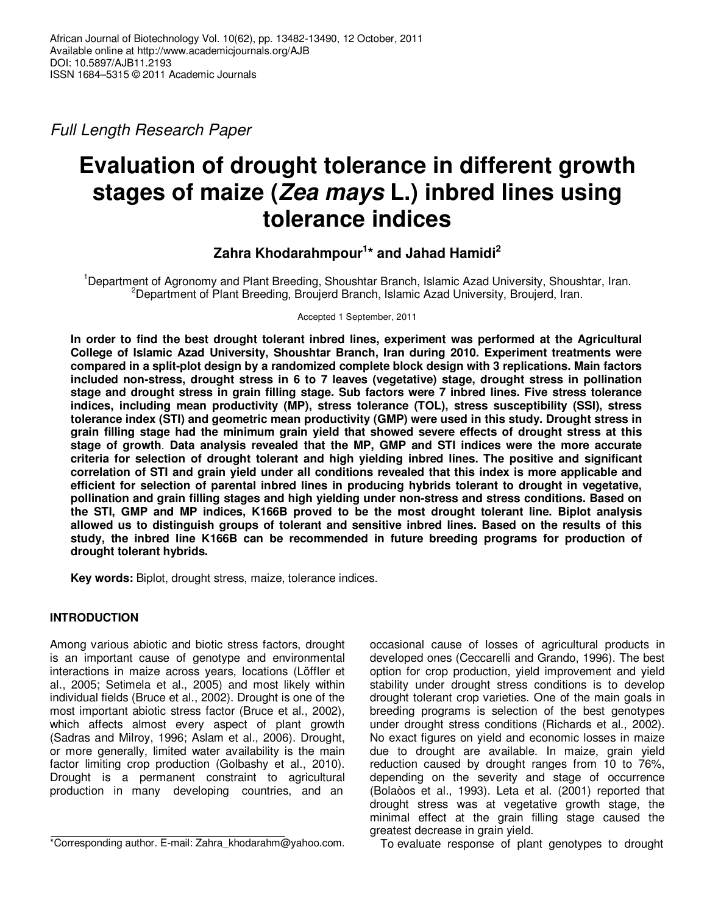*Full Length Research Paper*

# Evaluation of drought tolerance in different growth stages of maize (*Zea mays* L.) inbred lines using tolerance indices

**Zahra Khodarahmpour[1]* and Jahad Hamidi[2]**

[1]Department of Agronomy and Plant Breeding, Shoushtar Branch, Islamic Azad University, Shoushtar, Iran.
[2]Department of Plant Breeding, Broujerd Branch, Islamic Azad University, Broujerd, Iran.

Accepted 1 September, 2011

**In order to find the best drought tolerant inbred lines, experiment was performed at the Agricultural College of Islamic Azad University, Shoushtar Branch, Iran during 2010. Experiment treatments were compared in a split-plot design by a randomized complete block design with 3 replications. Main factors included non-stress, drought stress in 6 to 7 leaves (vegetative) stage, drought stress in pollination stage and drought stress in grain filling stage. Sub factors were 7 inbred lines. Five stress tolerance indices, including mean productivity (MP), stress tolerance (TOL), stress susceptibility (SSI), stress tolerance index (STI) and geometric mean productivity (GMP) were used in this study. Drought stress in grain filling stage had the minimum grain yield that showed severe effects of drought stress at this stage of growth. Data analysis revealed that the MP, GMP and STI indices were the more accurate criteria for selection of drought tolerant and high yielding inbred lines. The positive and significant correlation of STI and grain yield under all conditions revealed that this index is more applicable and efficient for selection of parental inbred lines in producing hybrids tolerant to drought in vegetative, pollination and grain filling stages and high yielding under non-stress and stress conditions. Based on the STI, GMP and MP indices, K166B proved to be the most drought tolerant line. Biplot analysis allowed us to distinguish groups of tolerant and sensitive inbred lines. Based on the results of this study, the inbred line K166B can be recommended in future breeding programs for production of drought tolerant hybrids.**

**Key words:** Biplot, drought stress, maize, tolerance indices.

## INTRODUCTION

Among various abiotic and biotic stress factors, drought is an important cause of genotype and environmental interactions in maize across years, locations (Löffler et al., 2005; Setimela et al., 2005) and most likely within individual fields (Bruce et al., 2002). Drought is one of the most important abiotic stress factor (Bruce et al., 2002), which affects almost every aspect of plant growth (Sadras and Milroy, 1996; Aslam et al., 2006). Drought, or more generally, limited water availability is the main factor limiting crop production (Golbashy et al., 2010). Drought is a permanent constraint to agricultural production in many developing countries, and an occasional cause of losses of agricultural products in developed ones (Ceccarelli and Grando, 1996). The best option for crop production, yield improvement and yield stability under drought stress conditions is to develop drought tolerant crop varieties. One of the main goals in breeding programs is selection of the best genotypes under drought stress conditions (Richards et al., 2002). No exact figures on yield and economic losses in maize due to drought are available. In maize, grain yield reduction caused by drought ranges from 10 to 76%, depending on the severity and stage of occurrence (Bolaòos et al., 1993). Leta et al. (2001) reported that drought stress was at vegetative growth stage, the minimal effect at the grain filling stage caused the greatest decrease in grain yield.

To evaluate response of plant genotypes to drought

*Corresponding author. E-mail: Zahra_khodarahm@yahoo.com.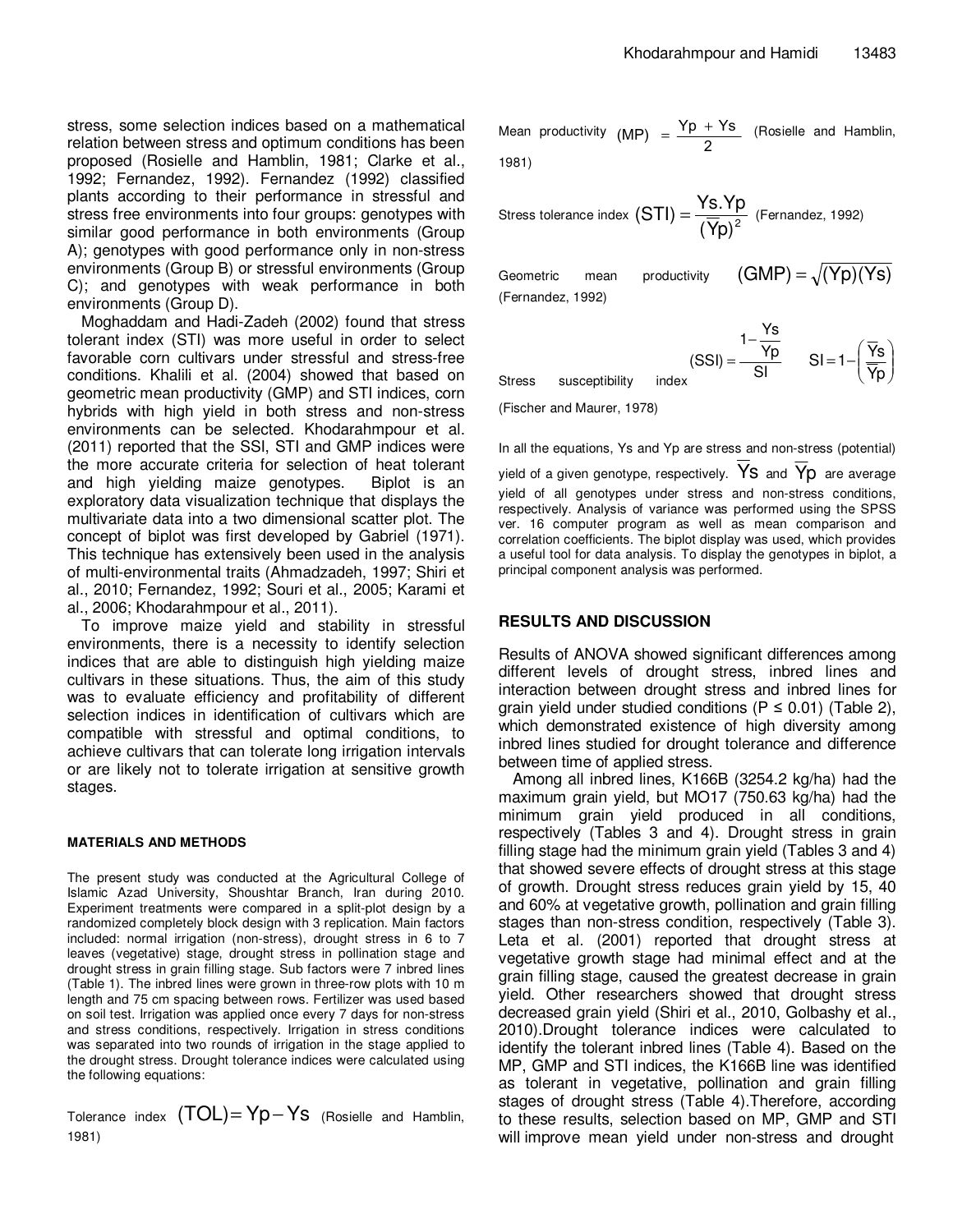stress, some selection indices based on a mathematical relation between stress and optimum conditions has been proposed (Rosielle and Hamblin, 1981; Clarke et al., 1992; Fernandez, 1992). Fernandez (1992) classified plants according to their performance in stressful and stress free environments into four groups: genotypes with similar good performance in both environments (Group A); genotypes with good performance only in non-stress environments (Group B) or stressful environments (Group C); and genotypes with weak performance in both environments (Group D).

Moghaddam and Hadi-Zadeh (2002) found that stress tolerant index (STI) was more useful in order to select favorable corn cultivars under stressful and stress-free conditions. Khalili et al. (2004) showed that based on geometric mean productivity (GMP) and STI indices, corn hybrids with high yield in both stress and non-stress environments can be selected. Khodarahmpour et al. (2011) reported that the SSI, STI and GMP indices were the more accurate criteria for selection of heat tolerant and high yielding maize genotypes. Biplot is an exploratory data visualization technique that displays the multivariate data into a two dimensional scatter plot. The concept of biplot was first developed by Gabriel (1971). This technique has extensively been used in the analysis of multi-environmental traits (Ahmadzadeh, 1997; Shiri et al., 2010; Fernandez, 1992; Souri et al., 2005; Karami et al., 2006; Khodarahmpour et al., 2011).

To improve maize yield and stability in stressful environments, there is a necessity to identify selection indices that are able to distinguish high yielding maize cultivars in these situations. Thus, the aim of this study was to evaluate efficiency and profitability of different selection indices in identification of cultivars which are compatible with stressful and optimal conditions, to achieve cultivars that can tolerate long irrigation intervals or are likely not to tolerate irrigation at sensitive growth stages.

## MATERIALS AND METHODS

The present study was conducted at the Agricultural College of Islamic Azad University, Shoushtar Branch, Iran during 2010. Experiment treatments were compared in a split-plot design by a randomized completely block design with 3 replication. Main factors included: normal irrigation (non-stress), drought stress in 6 to 7 leaves (vegetative) stage, drought stress in pollination stage and drought stress in grain filling stage. Sub factors were 7 inbred lines (Table 1). The inbred lines were grown in three-row plots with 10 m length and 75 cm spacing between rows. Fertilizer was used based on soil test. Irrigation was applied once every 7 days for non-stress and stress conditions, respectively. Irrigation in stress conditions was separated into two rounds of irrigation in the stage applied to the drought stress. Drought tolerance indices were calculated using the following equations:

Tolerance index $(TOL) = Yp - Ys$ (Rosielle and Hamblin, 1981)

Mean productivity $(MP) = \frac{Yp + Ys}{2}$ (Rosielle and Hamblin, 1981)

Stress tolerance index $(STI) = \frac{Ys.Yp}{(\overline{Yp})^2}$ (Fernandez, 1992)

Geometric mean productivity $(GMP) = \sqrt{(Yp)(Ys)}$ (Fernandez, 1992)

Stress susceptibility index $(SSI) = \frac{1 - \frac{Ys}{Yp}}{SI}$ $\quad SI = 1 - \left(\frac{\overline{Ys}}{\overline{Yp}}\right)$ (Fischer and Maurer, 1978)

In all the equations, Ys and Yp are stress and non-stress (potential) yield of a given genotype, respectively. $\overline{Ys}$ and $\overline{Yp}$ are average yield of all genotypes under stress and non-stress conditions, respectively. Analysis of variance was performed using the SPSS ver. 16 computer program as well as mean comparison and correlation coefficients. The biplot display was used, which provides a useful tool for data analysis. To display the genotypes in biplot, a principal component analysis was performed.

## RESULTS AND DISCUSSION

Results of ANOVA showed significant differences among different levels of drought stress, inbred lines and interaction between drought stress and inbred lines for grain yield under studied conditions ($P \leq 0.01$) (Table 2), which demonstrated existence of high diversity among inbred lines studied for drought tolerance and difference between time of applied stress.

Among all inbred lines, K166B (3254.2 kg/ha) had the maximum grain yield, but MO17 (750.63 kg/ha) had the minimum grain yield produced in all conditions, respectively (Tables 3 and 4). Drought stress in grain filling stage had the minimum grain yield (Tables 3 and 4) that showed severe effects of drought stress at this stage of growth. Drought stress reduces grain yield by 15, 40 and 60% at vegetative growth, pollination and grain filling stages than non-stress condition, respectively (Table 3). Leta et al. (2001) reported that drought stress at vegetative growth stage had minimal effect and at the grain filling stage, caused the greatest decrease in grain yield. Other researchers showed that drought stress decreased grain yield (Shiri et al., 2010, Golbashy et al., 2010).Drought tolerance indices were calculated to identify the tolerant inbred lines (Table 4). Based on the MP, GMP and STI indices, the K166B line was identified as tolerant in vegetative, pollination and grain filling stages of drought stress (Table 4).Therefore, according to these results, selection based on MP, GMP and STI will improve mean yield under non-stress and drought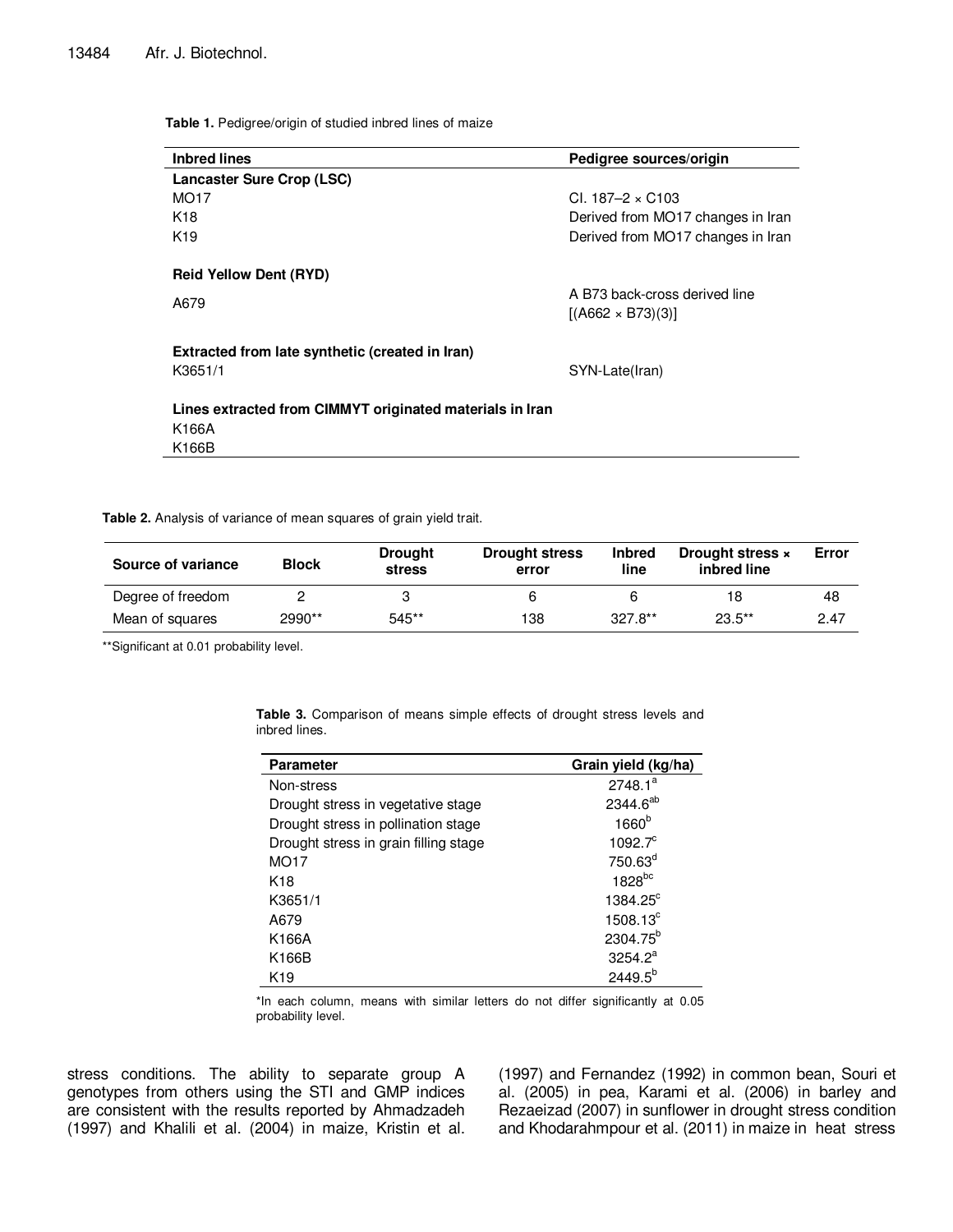**Table 1.** Pedigree/origin of studied inbred lines of maize

| Inbred lines | Pedigree sources/origin |
|---|---|
| **Lancaster Sure Crop (LSC)** | |
| MO17 | CI. 187–2 × C103 |
| K18 | Derived from MO17 changes in Iran |
| K19 | Derived from MO17 changes in Iran |
| **Reid Yellow Dent (RYD)** | |
| A679 | A B73 back-cross derived line [(A662 × B73)(3)] |
| **Extracted from late synthetic (created in Iran)** | |
| K3651/1 | SYN-Late(Iran) |
| **Lines extracted from CIMMYT originated materials in Iran** | |
| K166A | |
| K166B | |

**Table 2.** Analysis of variance of mean squares of grain yield trait.

| Source of variance | Block | Drought stress | Drought stress error | Inbred line | Drought stress × inbred line | Error |
|---|---|---|---|---|---|---|
| Degree of freedom | 2 | 3 | 6 | 6 | 18 | 48 |
| Mean of squares | 2990** | 545** | 138 | 327.8** | 23.5** | 2.47 |

**Significant at 0.01 probability level.

**Table 3.** Comparison of means simple effects of drought stress levels and inbred lines.

| Parameter | Grain yield (kg/ha) |
|---|---|
| Non-stress | 2748.1[a] |
| Drought stress in vegetative stage | 2344.6[ab] |
| Drought stress in pollination stage | 1660[b] |
| Drought stress in grain filling stage | 1092.7[c] |
| MO17 | 750.63[d] |
| K18 | 1828[bc] |
| K3651/1 | 1384.25[c] |
| A679 | 1508.13[c] |
| K166A | 2304.75[b] |
| K166B | 3254.2[a] |
| K19 | 2449.5[b] |

*In each column, means with similar letters do not differ significantly at 0.05 probability level.

stress conditions. The ability to separate group A genotypes from others using the STI and GMP indices are consistent with the results reported by Ahmadzadeh (1997) and Khalili et al. (2004) in maize, Kristin et al. (1997) and Fernandez (1992) in common bean, Souri et al. (2005) in pea, Karami et al. (2006) in barley and Rezaeizad (2007) in sunflower in drought stress condition and Khodarahmpour et al. (2011) in maize in heat stress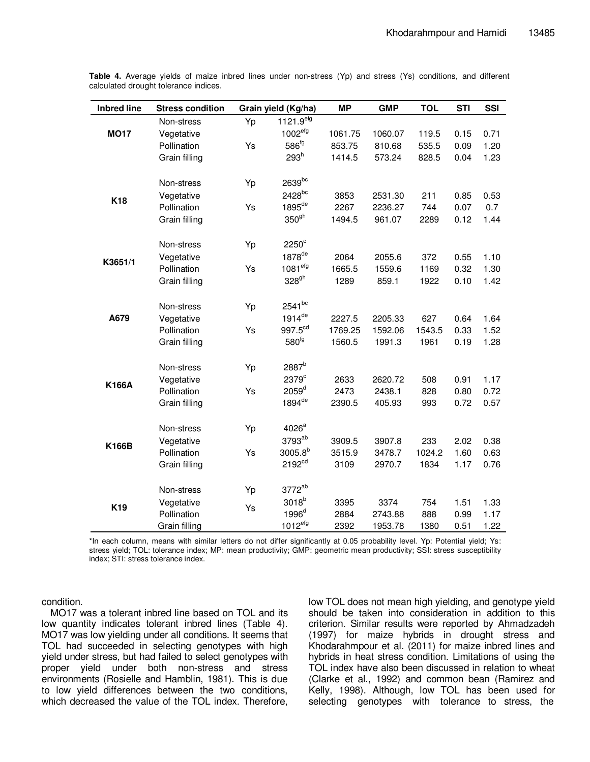**Table 4.** Average yields of maize inbred lines under non-stress (Yp) and stress (Ys) conditions, and different calculated drought tolerance indices.

| Inbred line | Stress condition | | Grain yield (Kg/ha) | MP | GMP | TOL | STI | SSI |
|---|---|---|---|---|---|---|---|---|
| MO17 | Non-stress | Yp | 1121.9[efg] | | | | | |
| | Vegetative | Ys | 1002[efg] | 1061.75 | 1060.07 | 119.5 | 0.15 | 0.71 |
| | Pollination | | 586[fg] | 853.75 | 810.68 | 535.5 | 0.09 | 1.20 |
| | Grain filling | | 293[h] | 1414.5 | 573.24 | 828.5 | 0.04 | 1.23 |
| K18 | Non-stress | Yp | 2639[bc] | | | | | |
| | Vegetative | Ys | 2428[bc] | 3853 | 2531.30 | 211 | 0.85 | 0.53 |
| | Pollination | | 1895[de] | 2267 | 2236.27 | 744 | 0.07 | 0.7 |
| | Grain filling | | 350[gh] | 1494.5 | 961.07 | 2289 | 0.12 | 1.44 |
| K3651/1 | Non-stress | Yp | 2250[c] | | | | | |
| | Vegetative | Ys | 1878[de] | 2064 | 2055.6 | 372 | 0.55 | 1.10 |
| | Pollination | | 1081[efg] | 1665.5 | 1559.6 | 1169 | 0.32 | 1.30 |
| | Grain filling | | 328[gh] | 1289 | 859.1 | 1922 | 0.10 | 1.42 |
| A679 | Non-stress | Yp | 2541[bc] | | | | | |
| | Vegetative | Ys | 1914[de] | 2227.5 | 2205.33 | 627 | 0.64 | 1.64 |
| | Pollination | | 997.5[cd] | 1769.25 | 1592.06 | 1543.5 | 0.33 | 1.52 |
| | Grain filling | | 580[fg] | 1560.5 | 1991.3 | 1961 | 0.19 | 1.28 |
| K166A | Non-stress | Yp | 2887[b] | | | | | |
| | Vegetative | Ys | 2379[c] | 2633 | 2620.72 | 508 | 0.91 | 1.17 |
| | Pollination | | 2059[d] | 2473 | 2438.1 | 828 | 0.80 | 0.72 |
| | Grain filling | | 1894[de] | 2390.5 | 405.93 | 993 | 0.72 | 0.57 |
| K166B | Non-stress | Yp | 4026[a] | | | | | |
| | Vegetative | Ys | 3793[ab] | 3909.5 | 3907.8 | 233 | 2.02 | 0.38 |
| | Pollination | | 3005.8[b] | 3515.9 | 3478.7 | 1024.2 | 1.60 | 0.63 |
| | Grain filling | | 2192[cd] | 3109 | 2970.7 | 1834 | 1.17 | 0.76 |
| K19 | Non-stress | Yp | 3772[ab] | | | | | |
| | Vegetative | Ys | 3018[b] | 3395 | 3374 | 754 | 1.51 | 1.33 |
| | Pollination | | 1996[d] | 2884 | 2743.88 | 888 | 0.99 | 1.17 |
| | Grain filling | | 1012[efg] | 2392 | 1953.78 | 1380 | 0.51 | 1.22 |

*In each column, means with similar letters do not differ significantly at 0.05 probability level. Yp: Potential yield; Ys: stress yield; TOL: tolerance index; MP: mean productivity; GMP: geometric mean productivity; SSI: stress susceptibility index; STI: stress tolerance index.

condition.

MO17 was a tolerant inbred line based on TOL and its low quantity indicates tolerant inbred lines (Table 4). MO17 was low yielding under all conditions. It seems that TOL had succeeded in selecting genotypes with high yield under stress, but had failed to select genotypes with proper yield under both non-stress and stress environments (Rosielle and Hamblin, 1981). This is due to low yield differences between the two conditions, which decreased the value of the TOL index. Therefore, low TOL does not mean high yielding, and genotype yield should be taken into consideration in addition to this criterion. Similar results were reported by Ahmadzadeh (1997) for maize hybrids in drought stress and Khodarahmpour et al. (2011) for maize inbred lines and hybrids in heat stress condition. Limitations of using the TOL index have also been discussed in relation to wheat (Clarke et al., 1992) and common bean (Ramirez and Kelly, 1998). Although, low TOL has been used for selecting genotypes with tolerance to stress, the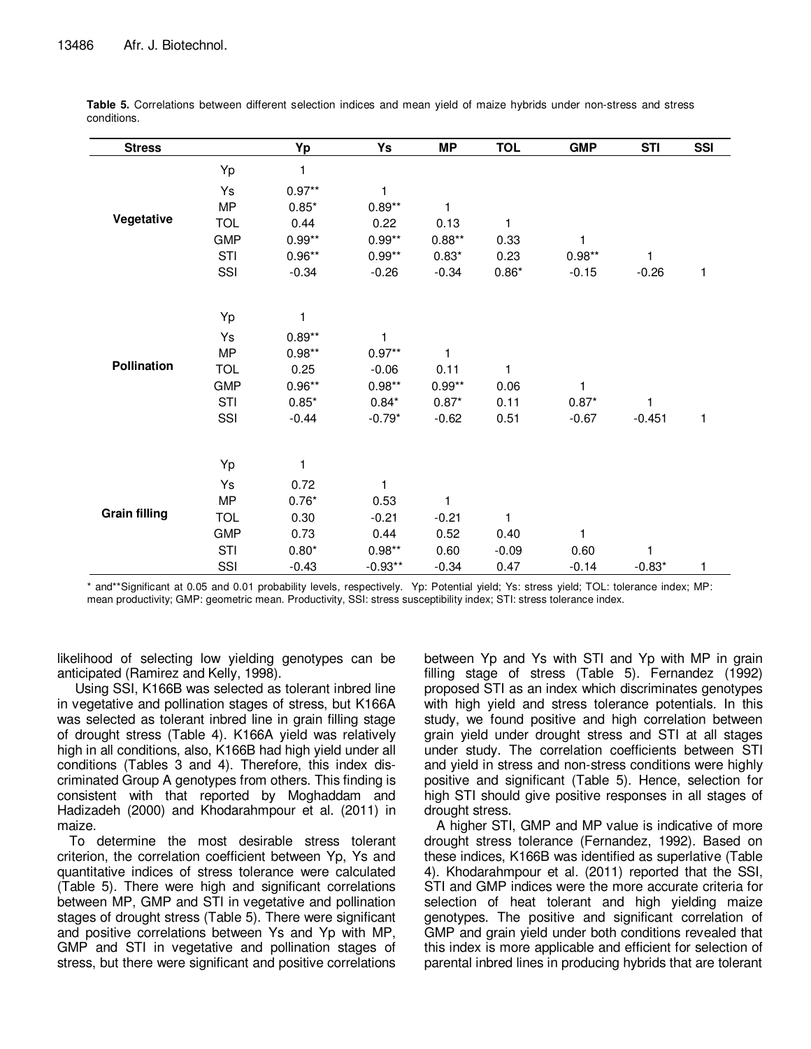**Table 5.** Correlations between different selection indices and mean yield of maize hybrids under non-stress and stress conditions.

| Stress | | Yp | Ys | MP | TOL | GMP | STI | SSI |
|---|---|---|---|---|---|---|---|---|
| Vegetative | Yp | 1 | | | | | | |
| | Ys | 0.97** | 1 | | | | | |
| | MP | 0.85* | 0.89** | 1 | | | | |
| | TOL | 0.44 | 0.22 | 0.13 | 1 | | | |
| | GMP | 0.99** | 0.99** | 0.88** | 0.33 | 1 | | |
| | STI | 0.96** | 0.99** | 0.83* | 0.23 | 0.98** | 1 | |
| | SSI | -0.34 | -0.26 | -0.34 | 0.86* | -0.15 | -0.26 | 1 |
| Pollination | Yp | 1 | | | | | | |
| | Ys | 0.89** | 1 | | | | | |
| | MP | 0.98** | 0.97** | 1 | | | | |
| | TOL | 0.25 | -0.06 | 0.11 | 1 | | | |
| | GMP | 0.96** | 0.98** | 0.99** | 0.06 | 1 | | |
| | STI | 0.85* | 0.84* | 0.87* | 0.11 | 0.87* | 1 | |
| | SSI | -0.44 | -0.79* | -0.62 | 0.51 | -0.67 | -0.451 | 1 |
| Grain filling | Yp | 1 | | | | | | |
| | Ys | 0.72 | 1 | | | | | |
| | MP | 0.76* | 0.53 | 1 | | | | |
| | TOL | 0.30 | -0.21 | -0.21 | 1 | | | |
| | GMP | 0.73 | 0.44 | 0.52 | 0.40 | 1 | | |
| | STI | 0.80* | 0.98** | 0.60 | -0.09 | 0.60 | 1 | |
| | SSI | -0.43 | -0.93** | -0.34 | 0.47 | -0.14 | -0.83* | 1 |

* and**Significant at 0.05 and 0.01 probability levels, respectively. Yp: Potential yield; Ys: stress yield; TOL: tolerance index; MP: mean productivity; GMP: geometric mean. Productivity, SSI: stress susceptibility index; STI: stress tolerance index.

likelihood of selecting low yielding genotypes can be anticipated (Ramirez and Kelly, 1998).

Using SSI, K166B was selected as tolerant inbred line in vegetative and pollination stages of stress, but K166A was selected as tolerant inbred line in grain filling stage of drought stress (Table 4). K166A yield was relatively high in all conditions, also, K166B had high yield under all conditions (Tables 3 and 4). Therefore, this index discriminated Group A genotypes from others. This finding is consistent with that reported by Moghaddam and Hadizadeh (2000) and Khodarahmpour et al. (2011) in maize.

To determine the most desirable stress tolerant criterion, the correlation coefficient between Yp, Ys and quantitative indices of stress tolerance were calculated (Table 5). There were high and significant correlations between MP, GMP and STI in vegetative and pollination stages of drought stress (Table 5). There were significant and positive correlations between Ys and Yp with MP, GMP and STI in vegetative and pollination stages of stress, but there were significant and positive correlations between Yp and Ys with STI and Yp with MP in grain filling stage of stress (Table 5). Fernandez (1992) proposed STI as an index which discriminates genotypes with high yield and stress tolerance potentials. In this study, we found positive and high correlation between grain yield under drought stress and STI at all stages under study. The correlation coefficients between STI and yield in stress and non-stress conditions were highly positive and significant (Table 5). Hence, selection for high STI should give positive responses in all stages of drought stress.

A higher STI, GMP and MP value is indicative of more drought stress tolerance (Fernandez, 1992). Based on these indices, K166B was identified as superlative (Table 4). Khodarahmpour et al. (2011) reported that the SSI, STI and GMP indices were the more accurate criteria for selection of heat tolerant and high yielding maize genotypes. The positive and significant correlation of GMP and grain yield under both conditions revealed that this index is more applicable and efficient for selection of parental inbred lines in producing hybrids that are tolerant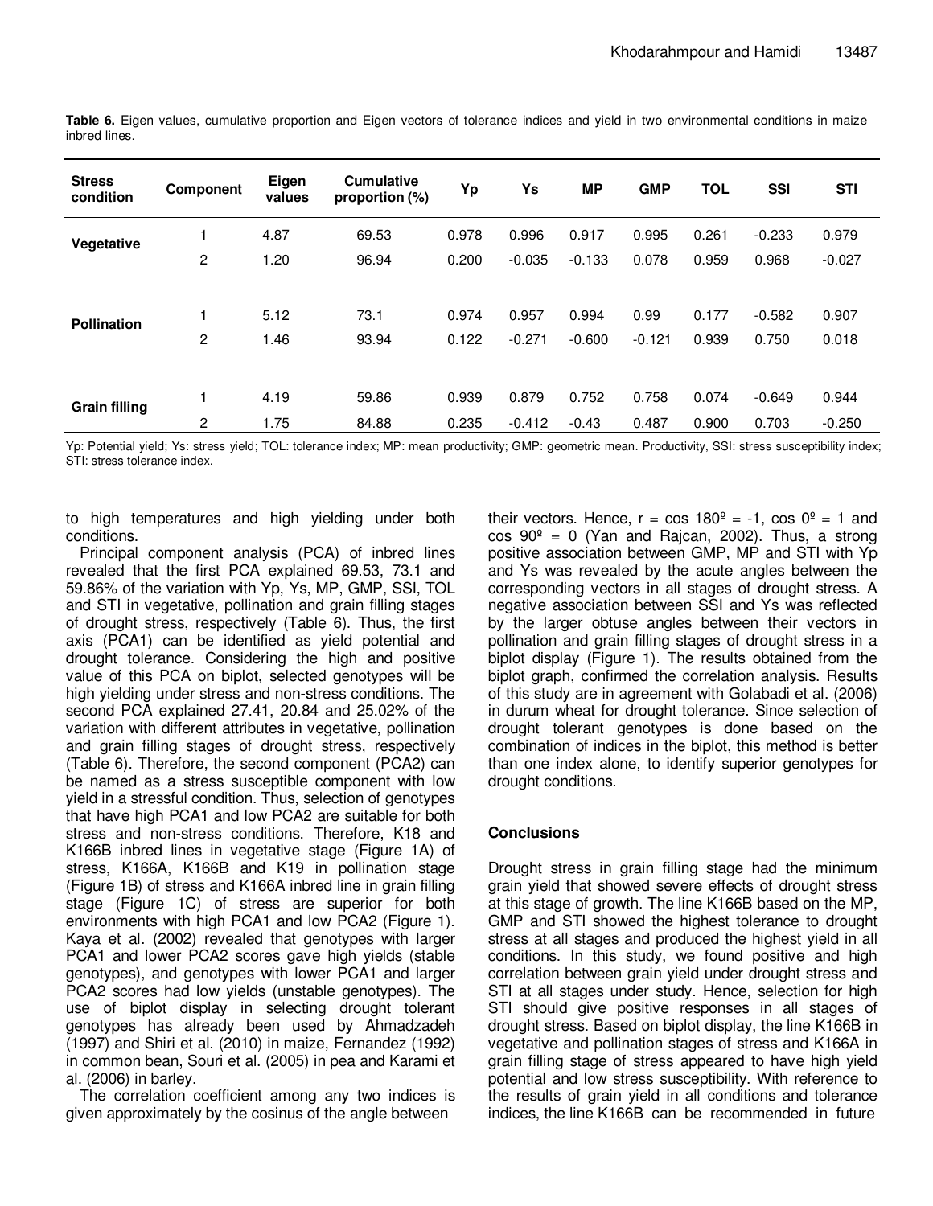**Table 6.** Eigen values, cumulative proportion and Eigen vectors of tolerance indices and yield in two environmental conditions in maize inbred lines.

| Stress condition | Component | Eigen values | Cumulative proportion (%) | Yp | Ys | MP | GMP | TOL | SSI | STI |
|---|---|---|---|---|---|---|---|---|---|---|
| **Vegetative** | 1 | 4.87 | 69.53 | 0.978 | 0.996 | 0.917 | 0.995 | 0.261 | -0.233 | 0.979 |
| | 2 | 1.20 | 96.94 | 0.200 | -0.035 | -0.133 | 0.078 | 0.959 | 0.968 | -0.027 |
| **Pollination** | 1 | 5.12 | 73.1 | 0.974 | 0.957 | 0.994 | 0.99 | 0.177 | -0.582 | 0.907 |
| | 2 | 1.46 | 93.94 | 0.122 | -0.271 | -0.600 | -0.121 | 0.939 | 0.750 | 0.018 |
| **Grain filling** | 1 | 4.19 | 59.86 | 0.939 | 0.879 | 0.752 | 0.758 | 0.074 | -0.649 | 0.944 |
| | 2 | 1.75 | 84.88 | 0.235 | -0.412 | -0.43 | 0.487 | 0.900 | 0.703 | -0.250 |

Yp: Potential yield; Ys: stress yield; TOL: tolerance index; MP: mean productivity; GMP: geometric mean. Productivity, SSI: stress susceptibility index; STI: stress tolerance index.

to high temperatures and high yielding under both conditions.

Principal component analysis (PCA) of inbred lines revealed that the first PCA explained 69.53, 73.1 and 59.86% of the variation with Yp, Ys, MP, GMP, SSI, TOL and STI in vegetative, pollination and grain filling stages of drought stress, respectively (Table 6). Thus, the first axis (PCA1) can be identified as yield potential and drought tolerance. Considering the high and positive value of this PCA on biplot, selected genotypes will be high yielding under stress and non-stress conditions. The second PCA explained 27.41, 20.84 and 25.02% of the variation with different attributes in vegetative, pollination and grain filling stages of drought stress, respectively (Table 6). Therefore, the second component (PCA2) can be named as a stress susceptible component with low yield in a stressful condition. Thus, selection of genotypes that have high PCA1 and low PCA2 are suitable for both stress and non-stress conditions. Therefore, K18 and K166B inbred lines in vegetative stage (Figure 1A) of stress, K166A, K166B and K19 in pollination stage (Figure 1B) of stress and K166A inbred line in grain filling stage (Figure 1C) of stress are superior for both environments with high PCA1 and low PCA2 (Figure 1). Kaya et al. (2002) revealed that genotypes with larger PCA1 and lower PCA2 scores gave high yields (stable genotypes), and genotypes with lower PCA1 and larger PCA2 scores had low yields (unstable genotypes). The use of biplot display in selecting drought tolerant genotypes has already been used by Ahmadzadeh (1997) and Shiri et al. (2010) in maize, Fernandez (1992) in common bean, Souri et al. (2005) in pea and Karami et al. (2006) in barley.

The correlation coefficient among any two indices is given approximately by the cosinus of the angle between their vectors. Hence, r = cos 180º = -1, cos 0º = 1 and cos 90º = 0 (Yan and Rajcan, 2002). Thus, a strong positive association between GMP, MP and STI with Yp and Ys was revealed by the acute angles between the corresponding vectors in all stages of drought stress. A negative association between SSI and Ys was reflected by the larger obtuse angles between their vectors in pollination and grain filling stages of drought stress in a biplot display (Figure 1). The results obtained from the biplot graph, confirmed the correlation analysis. Results of this study are in agreement with Golabadi et al. (2006) in durum wheat for drought tolerance. Since selection of drought tolerant genotypes is done based on the combination of indices in the biplot, this method is better than one index alone, to identify superior genotypes for drought conditions.

## Conclusions

Drought stress in grain filling stage had the minimum grain yield that showed severe effects of drought stress at this stage of growth. The line K166B based on the MP, GMP and STI showed the highest tolerance to drought stress at all stages and produced the highest yield in all conditions. In this study, we found positive and high correlation between grain yield under drought stress and STI at all stages under study. Hence, selection for high STI should give positive responses in all stages of drought stress. Based on biplot display, the line K166B in vegetative and pollination stages of stress and K166A in grain filling stage of stress appeared to have high yield potential and low stress susceptibility. With reference to the results of grain yield in all conditions and tolerance indices, the line K166B can be recommended in future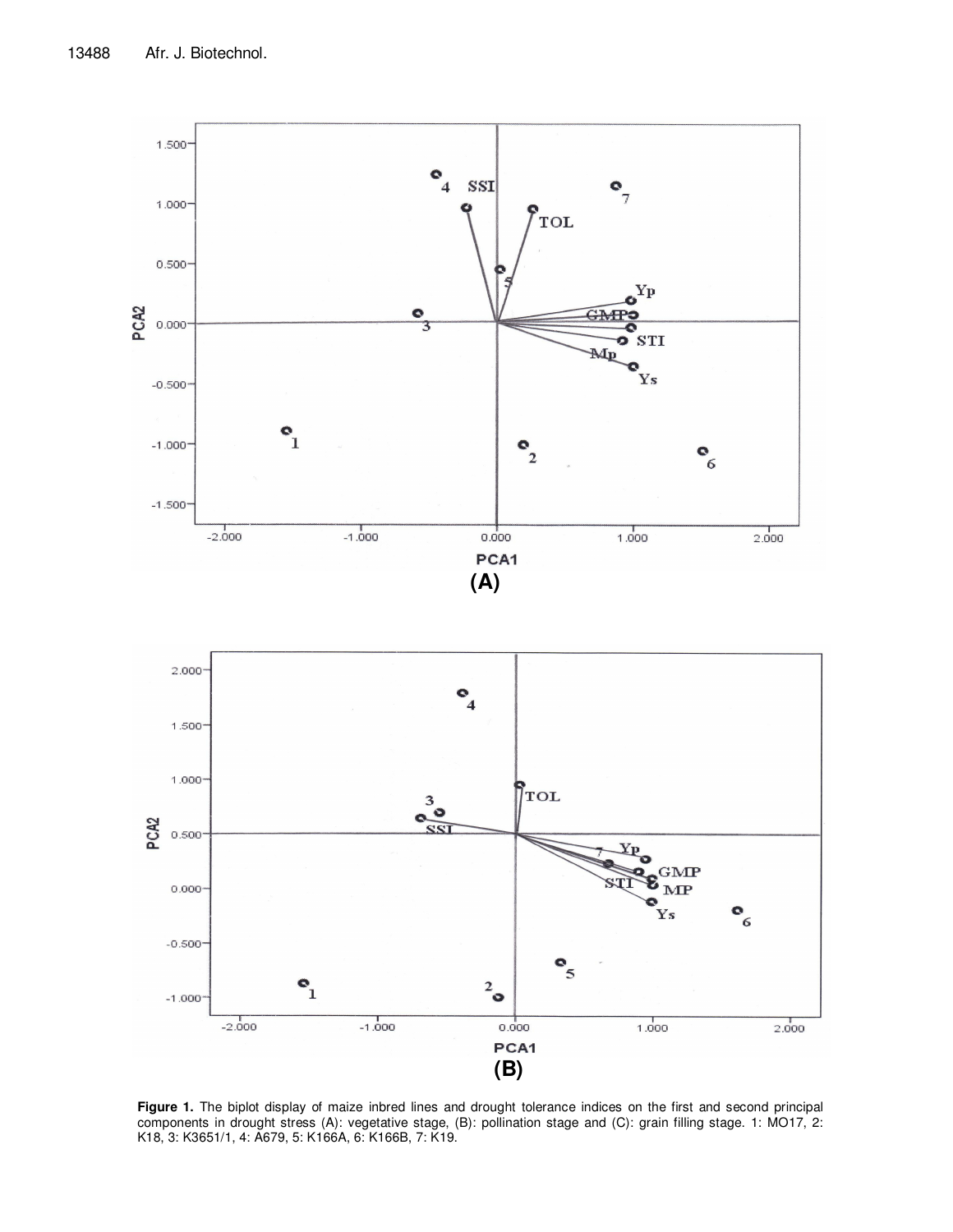**Figure 1.** The biplot display of maize inbred lines and drought tolerance indices on the first and second principal components in drought stress (A): vegetative stage, (B): pollination stage and (C): grain filling stage. 1: MO17, 2: K18, 3: K3651/1, 4: A679, 5: K166A, 6: K166B, 7: K19.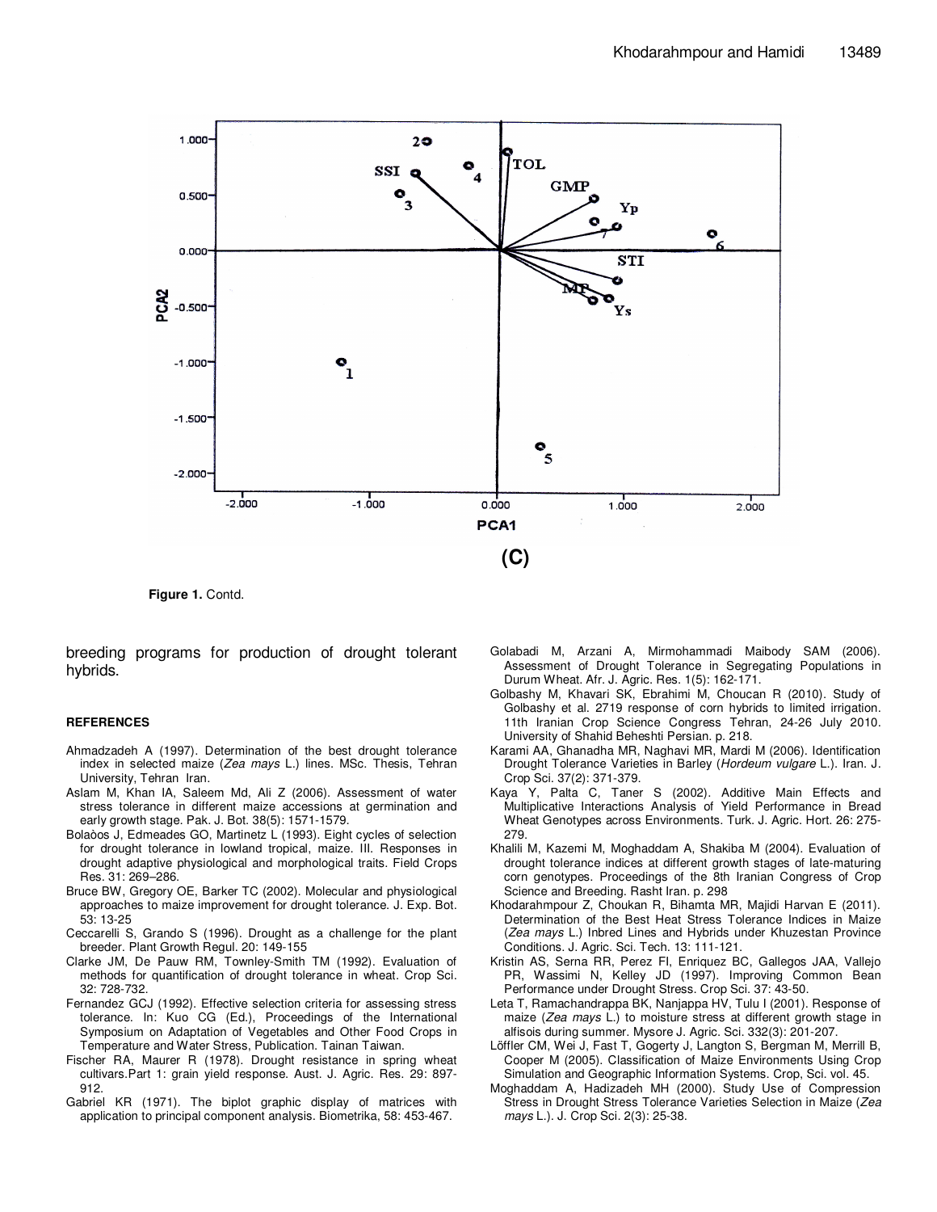(C)

**Figure 1.** Contd.

breeding programs for production of drought tolerant hybrids.

**REFERENCES**

Ahmadzadeh A (1997). Determination of the best drought tolerance index in selected maize (*Zea mays* L.) lines. MSc. Thesis, Tehran University, Tehran Iran.

Aslam M, Khan IA, Saleem Md, Ali Z (2006). Assessment of water stress tolerance in different maize accessions at germination and early growth stage. Pak. J. Bot. 38(5): 1571-1579.

Bolaòos J, Edmeades GO, Martinetz L (1993). Eight cycles of selection for drought tolerance in lowland tropical, maize. III. Responses in drought adaptive physiological and morphological traits. Field Crops Res. 31: 269–286.

Bruce BW, Gregory OE, Barker TC (2002). Molecular and physiological approaches to maize improvement for drought tolerance. J. Exp. Bot. 53: 13-25

Ceccarelli S, Grando S (1996). Drought as a challenge for the plant breeder. Plant Growth Regul. 20: 149-155

Clarke JM, De Pauw RM, Townley-Smith TM (1992). Evaluation of methods for quantification of drought tolerance in wheat. Crop Sci. 32: 728-732.

Fernandez GCJ (1992). Effective selection criteria for assessing stress tolerance. In: Kuo CG (Ed.), Proceedings of the International Symposium on Adaptation of Vegetables and Other Food Crops in Temperature and Water Stress, Publication. Tainan Taiwan.

Fischer RA, Maurer R (1978). Drought resistance in spring wheat cultivars.Part 1: grain yield response. Aust. J. Agric. Res. 29: 897-912.

Gabriel KR (1971). The biplot graphic display of matrices with application to principal component analysis. Biometrika, 58: 453-467.

Golabadi M, Arzani A, Mirmohammadi Maibody SAM (2006). Assessment of Drought Tolerance in Segregating Populations in Durum Wheat. Afr. J. Agric. Res. 1(5): 162-171.

Golbashy M, Khavari SK, Ebrahimi M, Choucan R (2010). Study of Golbashy et al. 2719 response of corn hybrids to limited irrigation. 11th Iranian Crop Science Congress Tehran, 24-26 July 2010. University of Shahid Beheshti Persian. p. 218.

Karami AA, Ghanadha MR, Naghavi MR, Mardi M (2006). Identification Drought Tolerance Varieties in Barley (*Hordeum vulgare* L.). Iran. J. Crop Sci. 37(2): 371-379.

Kaya Y, Palta C, Taner S (2002). Additive Main Effects and Multiplicative Interactions Analysis of Yield Performance in Bread Wheat Genotypes across Environments. Turk. J. Agric. Hort. 26: 275-279.

Khalili M, Kazemi M, Moghaddam A, Shakiba M (2004). Evaluation of drought tolerance indices at different growth stages of late-maturing corn genotypes. Proceedings of the 8th Iranian Congress of Crop Science and Breeding. Rasht Iran. p. 298

Khodarahmpour Z, Choukan R, Bihamta MR, Majidi Harvan E (2011). Determination of the Best Heat Stress Tolerance Indices in Maize (*Zea mays* L.) Inbred Lines and Hybrids under Khuzestan Province Conditions. J. Agric. Sci. Tech. 13: 111-121.

Kristin AS, Serna RR, Perez FI, Enriquez BC, Gallegos JAA, Vallejo PR, Wassimi N, Kelley JD (1997). Improving Common Bean Performance under Drought Stress. Crop Sci. 37: 43-50.

Leta T, Ramachandrappa BK, Nanjappa HV, Tulu I (2001). Response of maize (*Zea mays* L.) to moisture stress at different growth stage in alfisois during summer. Mysore J. Agric. Sci. 332(3): 201-207.

Löffler CM, Wei J, Fast T, Gogerty J, Langton S, Bergman M, Merrill B, Cooper M (2005). Classification of Maize Environments Using Crop Simulation and Geographic Information Systems. Crop, Sci. vol. 45.

Moghaddam A, Hadizadeh MH (2000). Study Use of Compression Stress in Drought Stress Tolerance Varieties Selection in Maize (*Zea mays* L.). J. Crop Sci. 2(3): 25-38.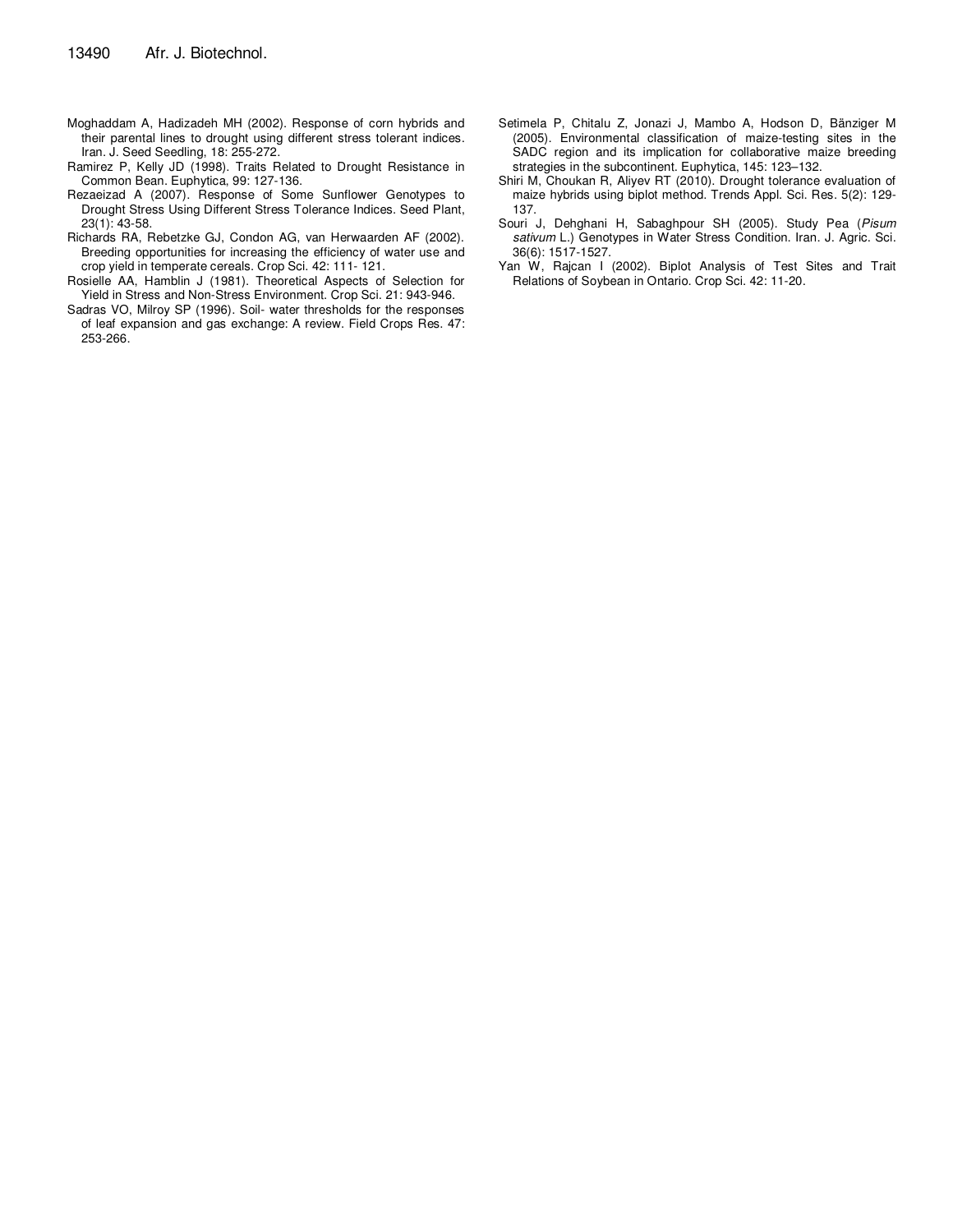Moghaddam A, Hadizadeh MH (2002). Response of corn hybrids and their parental lines to drought using different stress tolerant indices. Iran. J. Seed Seedling, 18: 255-272.

Ramirez P, Kelly JD (1998). Traits Related to Drought Resistance in Common Bean. Euphytica, 99: 127-136.

Rezaeizad A (2007). Response of Some Sunflower Genotypes to Drought Stress Using Different Stress Tolerance Indices. Seed Plant, 23(1): 43-58.

Richards RA, Rebetzke GJ, Condon AG, van Herwaarden AF (2002). Breeding opportunities for increasing the efficiency of water use and crop yield in temperate cereals. Crop Sci. 42: 111- 121.

Rosielle AA, Hamblin J (1981). Theoretical Aspects of Selection for Yield in Stress and Non-Stress Environment. Crop Sci. 21: 943-946.

Sadras VO, Milroy SP (1996). Soil- water thresholds for the responses of leaf expansion and gas exchange: A review. Field Crops Res. 47: 253-266.

Setimela P, Chitalu Z, Jonazi J, Mambo A, Hodson D, Bänziger M (2005). Environmental classification of maize-testing sites in the SADC region and its implication for collaborative maize breeding strategies in the subcontinent. Euphytica, 145: 123–132.

Shiri M, Choukan R, Aliyev RT (2010). Drought tolerance evaluation of maize hybrids using biplot method. Trends Appl. Sci. Res. 5(2): 129-137.

Souri J, Dehghani H, Sabaghpour SH (2005). Study Pea (*Pisum sativum* L.) Genotypes in Water Stress Condition. Iran. J. Agric. Sci. 36(6): 1517-1527.

Yan W, Rajcan I (2002). Biplot Analysis of Test Sites and Trait Relations of Soybean in Ontario. Crop Sci. 42: 11-20.